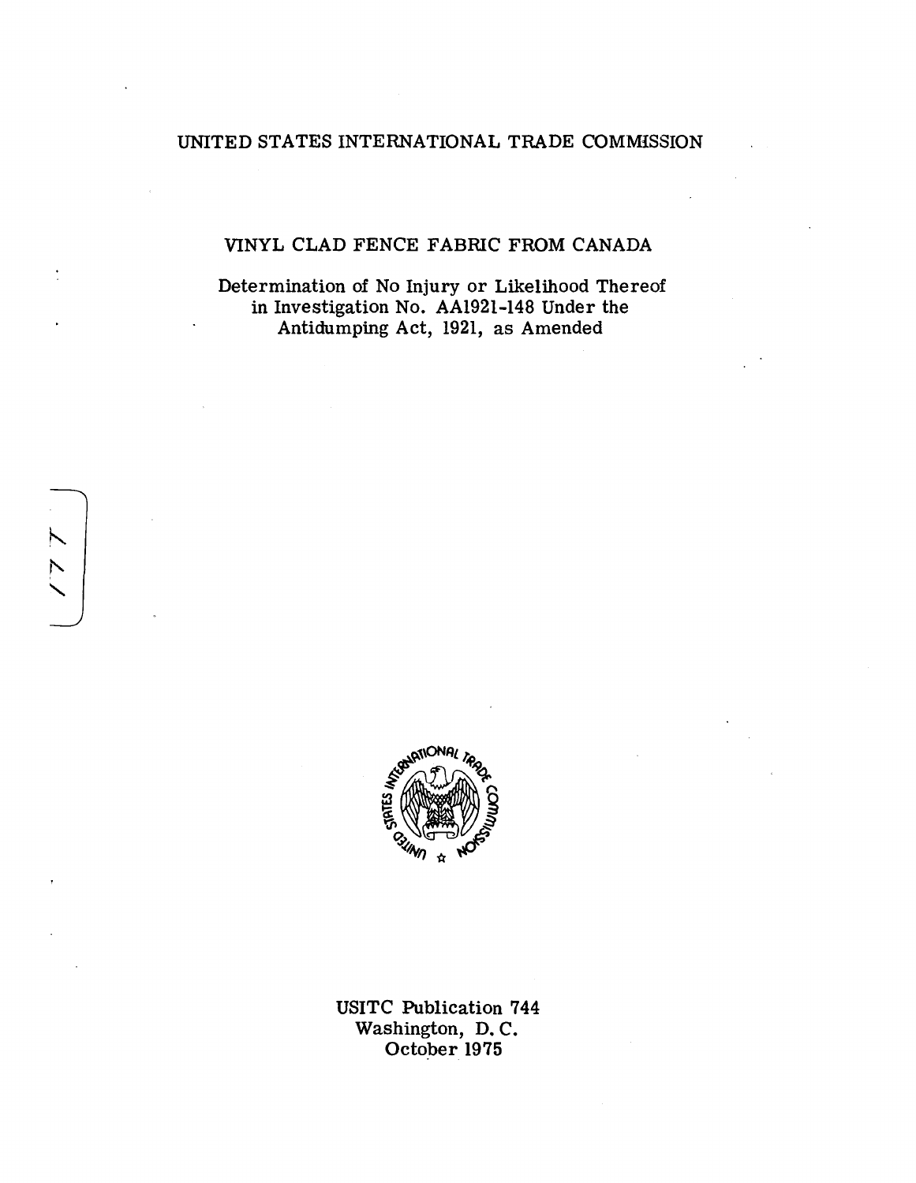UNITED STATES INTERNATIONAL TRADE COMMISSION

# VINYL CLAD FENCE FABRIC FROM CANADA

Determination of No Injury or Likelihood Thereof in Investigation No. AA1921-148 Under the Antidumping Act, 1921, as Amended

USITC Publication 744
Washington, D. C.
October 1975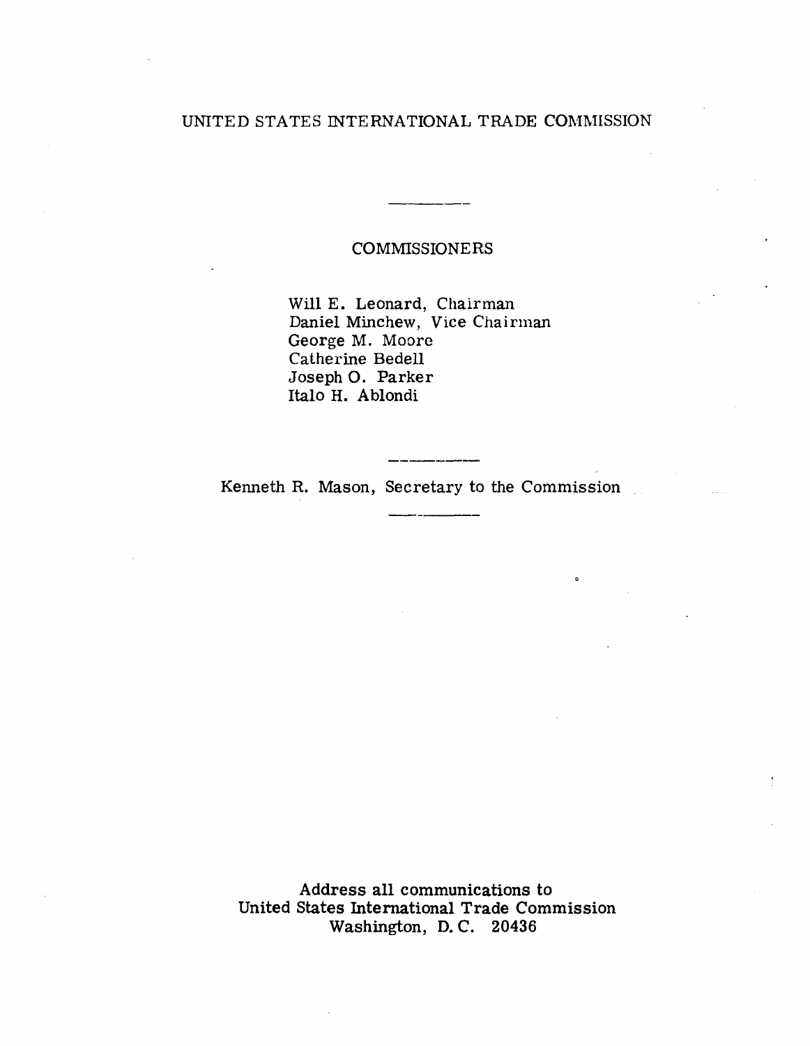UNITED STATES INTERNATIONAL TRADE COMMISSION

---

COMMISSIONERS

Will E. Leonard, Chairman
Daniel Minchew, Vice Chairman
George M. Moore
Catherine Bedell
Joseph O. Parker
Italo H. Ablondi

---

Kenneth R. Mason, Secretary to the Commission

---

Address all communications to
United States International Trade Commission
Washington, D. C. 20436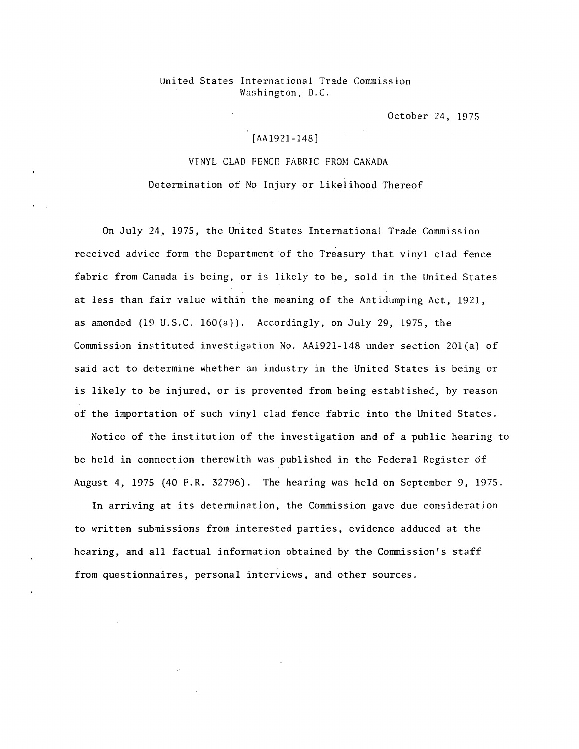United States International Trade Commission
Washington, D.C.

October 24, 1975

[AA1921-148]

VINYL CLAD FENCE FABRIC FROM CANADA

Determination of No Injury or Likelihood Thereof

On July 24, 1975, the United States International Trade Commission received advice form the Department of the Treasury that vinyl clad fence fabric from Canada is being, or is likely to be, sold in the United States at less than fair value within the meaning of the Antidumping Act, 1921, as amended (19 U.S.C. 160(a)). Accordingly, on July 29, 1975, the Commission instituted investigation No. AA1921-148 under section 201(a) of said act to determine whether an industry in the United States is being or is likely to be injured, or is prevented from being established, by reason of the importation of such vinyl clad fence fabric into the United States.

Notice of the institution of the investigation and of a public hearing to be held in connection therewith was published in the Federal Register of August 4, 1975 (40 F.R. 32796). The hearing was held on September 9, 1975.

In arriving at its determination, the Commission gave due consideration to written submissions from interested parties, evidence adduced at the hearing, and all factual information obtained by the Commission's staff from questionnaires, personal interviews, and other sources.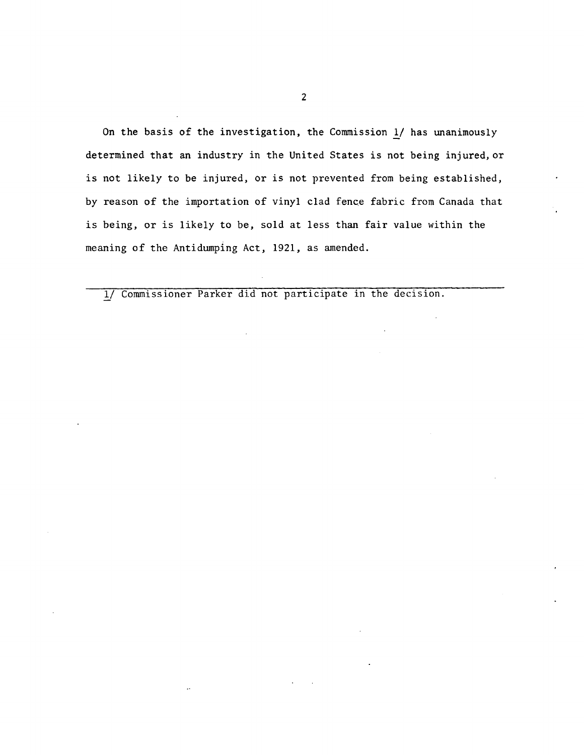On the basis of the investigation, the Commission [1] has unanimously determined that an industry in the United States is not being injured, or is not likely to be injured, or is not prevented from being established, by reason of the importation of vinyl clad fence fabric from Canada that is being, or is likely to be, sold at less than fair value within the meaning of the Antidumping Act, 1921, as amended.

---

1/ Commissioner Parker did not participate in the decision.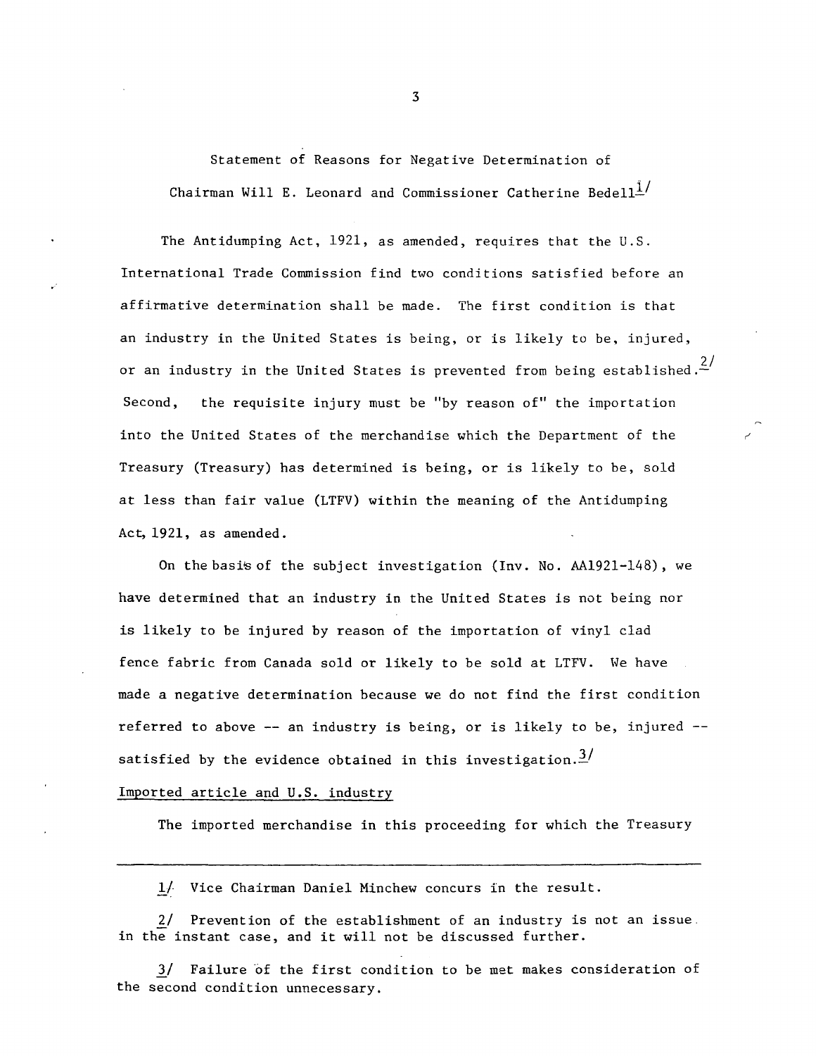Statement of Reasons for Negative Determination of Chairman Will E. Leonard and Commissioner Catherine Bedell[1]

The Antidumping Act, 1921, as amended, requires that the U.S. International Trade Commission find two conditions satisfied before an affirmative determination shall be made. The first condition is that an industry in the United States is being, or is likely to be, injured, or an industry in the United States is prevented from being established.[2] Second, the requisite injury must be "by reason of" the importation into the United States of the merchandise which the Department of the Treasury (Treasury) has determined is being, or is likely to be, sold at less than fair value (LTFV) within the meaning of the Antidumping Act, 1921, as amended.

On the basis of the subject investigation (Inv. No. AA1921-148), we have determined that an industry in the United States is not being nor is likely to be injured by reason of the importation of vinyl clad fence fabric from Canada sold or likely to be sold at LTFV. We have made a negative determination because we do not find the first condition referred to above -- an industry is being, or is likely to be, injured -- satisfied by the evidence obtained in this investigation.[3]

Imported article and U.S. industry

The imported merchandise in this proceeding for which the Treasury

---

1/ Vice Chairman Daniel Minchew concurs in the result.

2/ Prevention of the establishment of an industry is not an issue in the instant case, and it will not be discussed further.

3/ Failure of the first condition to be met makes consideration of the second condition unnecessary.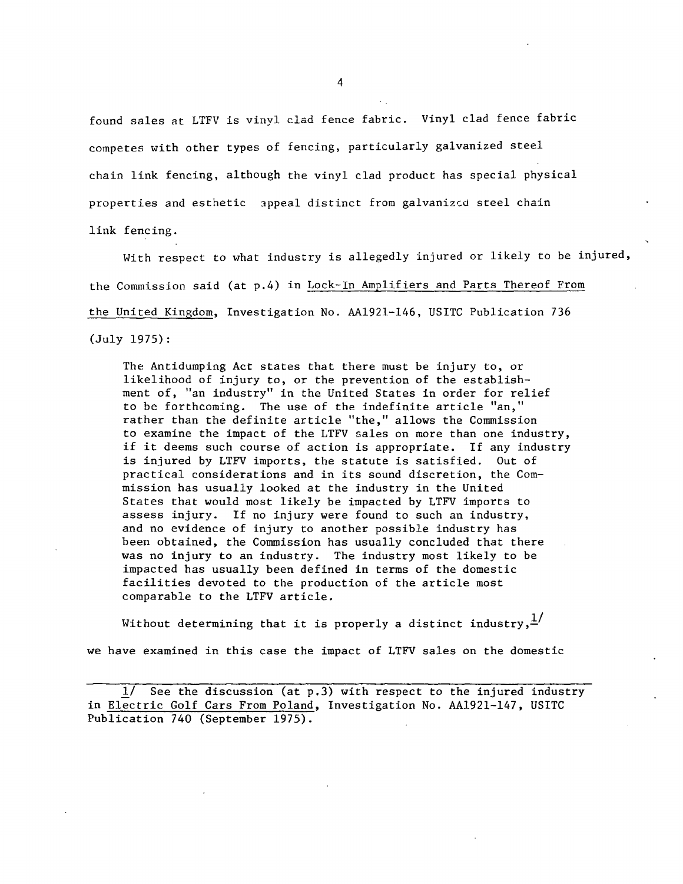found sales at LTFV is vinyl clad fence fabric. Vinyl clad fence fabric competes with other types of fencing, particularly galvanized steel chain link fencing, although the vinyl clad product has special physical properties and esthetic appeal distinct from galvanized steel chain link fencing.

With respect to what industry is allegedly injured or likely to be injured, the Commission said (at p.4) in Lock-In Amplifiers and Parts Thereof From the United Kingdom, Investigation No. AA1921-146, USITC Publication 736 (July 1975):

> The Antidumping Act states that there must be injury to, or likelihood of injury to, or the prevention of the establishment of, "an industry" in the United States in order for relief to be forthcoming. The use of the indefinite article "an," rather than the definite article "the," allows the Commission to examine the impact of the LTFV sales on more than one industry, if it deems such course of action is appropriate. If any industry is injured by LTFV imports, the statute is satisfied. Out of practical considerations and in its sound discretion, the Commission has usually looked at the industry in the United States that would most likely be impacted by LTFV imports to assess injury. If no injury were found to such an industry, and no evidence of injury to another possible industry has been obtained, the Commission has usually concluded that there was no injury to an industry. The industry most likely to be impacted has usually been defined in terms of the domestic facilities devoted to the production of the article most comparable to the LTFV article.

Without determining that it is properly a distinct industry,[1/] we have examined in this case the impact of LTFV sales on the domestic

---

1/ See the discussion (at p.3) with respect to the injured industry in Electric Golf Cars From Poland, Investigation No. AA1921-147, USITC Publication 740 (September 1975).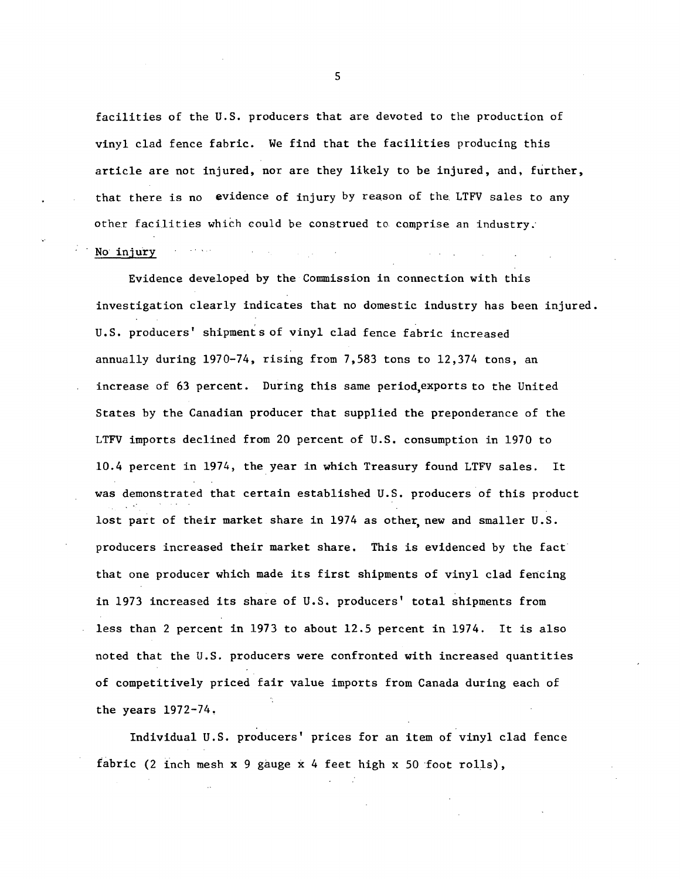facilities of the U.S. producers that are devoted to the production of vinyl clad fence fabric. We find that the facilities producing this article are not injured, nor are they likely to be injured, and, further, that there is no evidence of injury by reason of the LTFV sales to any other facilities which could be construed to comprise an industry.

No injury

Evidence developed by the Commission in connection with this investigation clearly indicates that no domestic industry has been injured. U.S. producers' shipments of vinyl clad fence fabric increased annually during 1970-74, rising from 7,583 tons to 12,374 tons, an increase of 63 percent. During this same period, exports to the United States by the Canadian producer that supplied the preponderance of the LTFV imports declined from 20 percent of U.S. consumption in 1970 to 10.4 percent in 1974, the year in which Treasury found LTFV sales. It was demonstrated that certain established U.S. producers of this product lost part of their market share in 1974 as other, new and smaller U.S. producers increased their market share. This is evidenced by the fact that one producer which made its first shipments of vinyl clad fencing in 1973 increased its share of U.S. producers' total shipments from less than 2 percent in 1973 to about 12.5 percent in 1974. It is also noted that the U.S. producers were confronted with increased quantities of competitively priced fair value imports from Canada during each of the years 1972-74.

Individual U.S. producers' prices for an item of vinyl clad fence fabric (2 inch mesh x 9 gauge x 4 feet high x 50 foot rolls),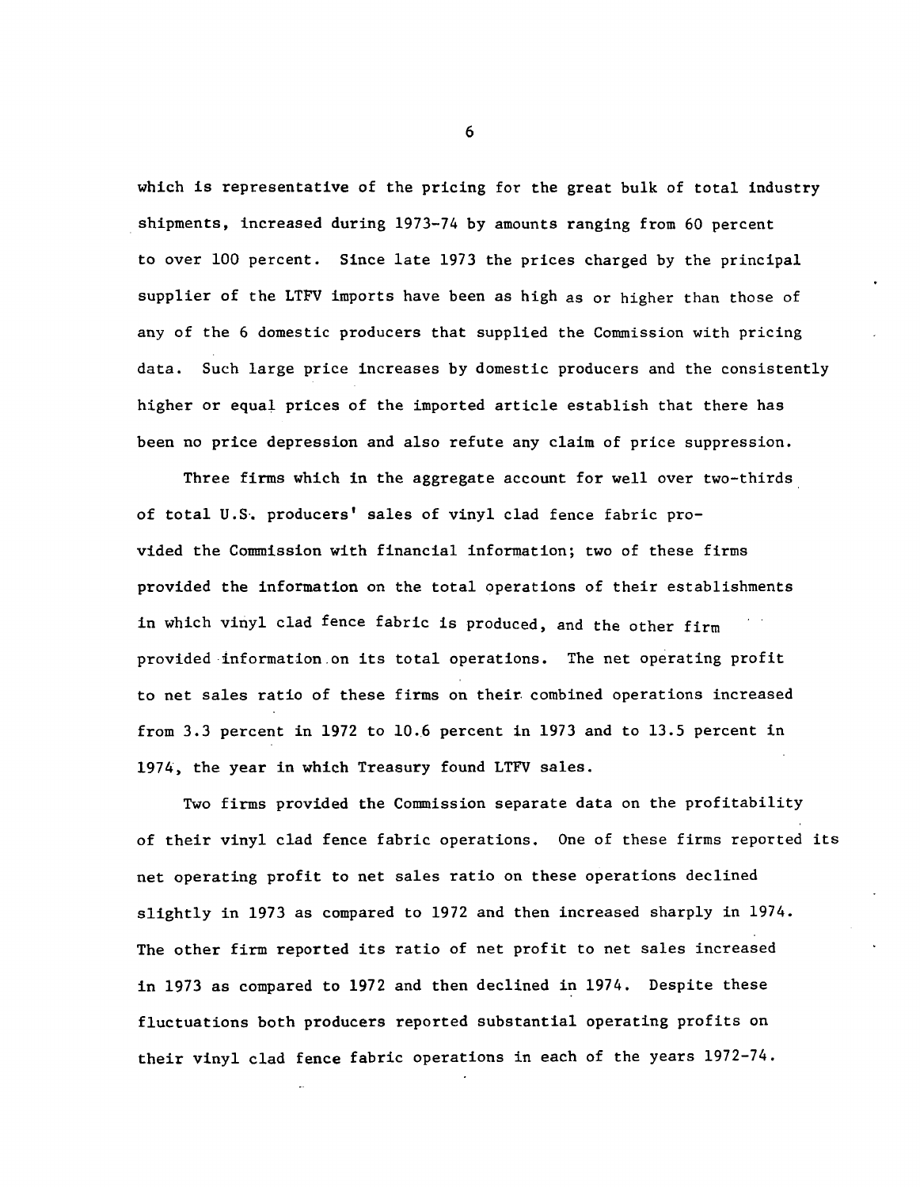which is representative of the pricing for the great bulk of total industry shipments, increased during 1973-74 by amounts ranging from 60 percent to over 100 percent. Since late 1973 the prices charged by the principal supplier of the LTFV imports have been as high as or higher than those of any of the 6 domestic producers that supplied the Commission with pricing data. Such large price increases by domestic producers and the consistently higher or equal prices of the imported article establish that there has been no price depression and also refute any claim of price suppression.

Three firms which in the aggregate account for well over two-thirds of total U.S. producers' sales of vinyl clad fence fabric provided the Commission with financial information; two of these firms provided the information on the total operations of their establishments in which vinyl clad fence fabric is produced, and the other firm provided information on its total operations. The net operating profit to net sales ratio of these firms on their combined operations increased from 3.3 percent in 1972 to 10.6 percent in 1973 and to 13.5 percent in 1974, the year in which Treasury found LTFV sales.

Two firms provided the Commission separate data on the profitability of their vinyl clad fence fabric operations. One of these firms reported its net operating profit to net sales ratio on these operations declined slightly in 1973 as compared to 1972 and then increased sharply in 1974. The other firm reported its ratio of net profit to net sales increased in 1973 as compared to 1972 and then declined in 1974. Despite these fluctuations both producers reported substantial operating profits on their vinyl clad fence fabric operations in each of the years 1972-74.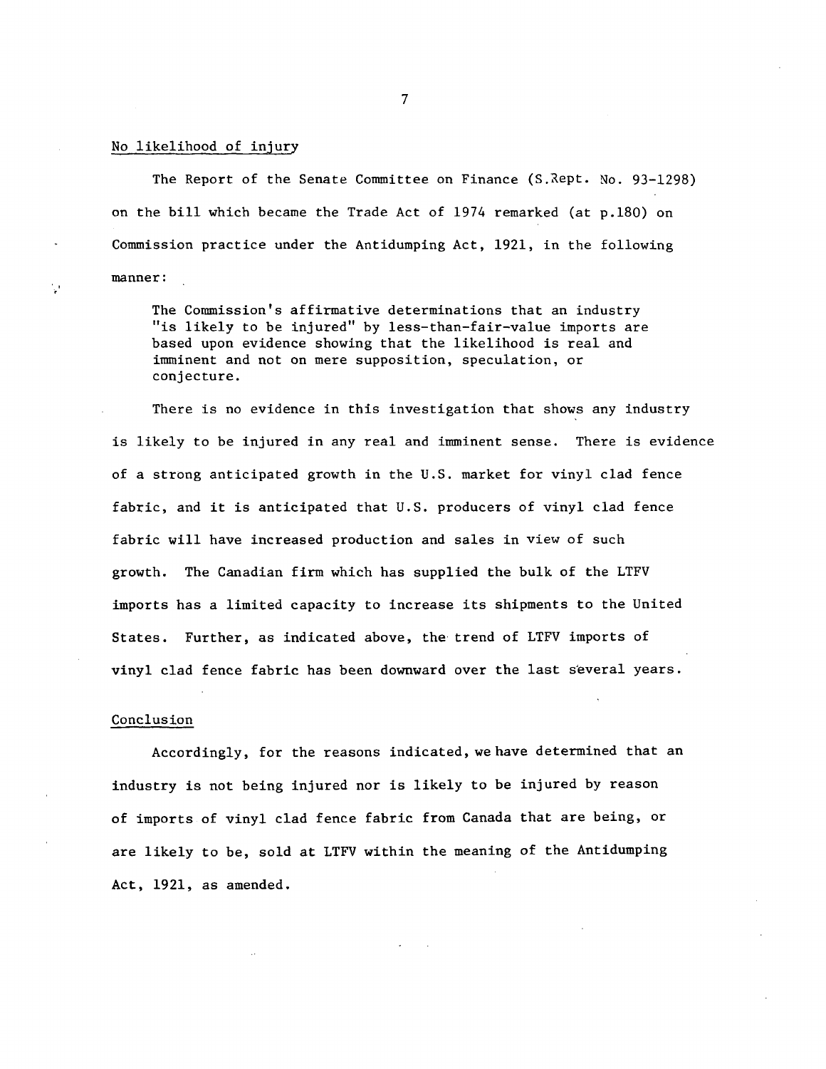## No likelihood of injury

The Report of the Senate Committee on Finance (S.Rept. No. 93-1298) on the bill which became the Trade Act of 1974 remarked (at p.180) on Commission practice under the Antidumping Act, 1921, in the following manner:

> The Commission's affirmative determinations that an industry "is likely to be injured" by less-than-fair-value imports are based upon evidence showing that the likelihood is real and imminent and not on mere supposition, speculation, or conjecture.

There is no evidence in this investigation that shows any industry is likely to be injured in any real and imminent sense. There is evidence of a strong anticipated growth in the U.S. market for vinyl clad fence fabric, and it is anticipated that U.S. producers of vinyl clad fence fabric will have increased production and sales in view of such growth. The Canadian firm which has supplied the bulk of the LTFV imports has a limited capacity to increase its shipments to the United States. Further, as indicated above, the trend of LTFV imports of vinyl clad fence fabric has been downward over the last several years.

## Conclusion

Accordingly, for the reasons indicated, we have determined that an industry is not being injured nor is likely to be injured by reason of imports of vinyl clad fence fabric from Canada that are being, or are likely to be, sold at LTFV within the meaning of the Antidumping Act, 1921, as amended.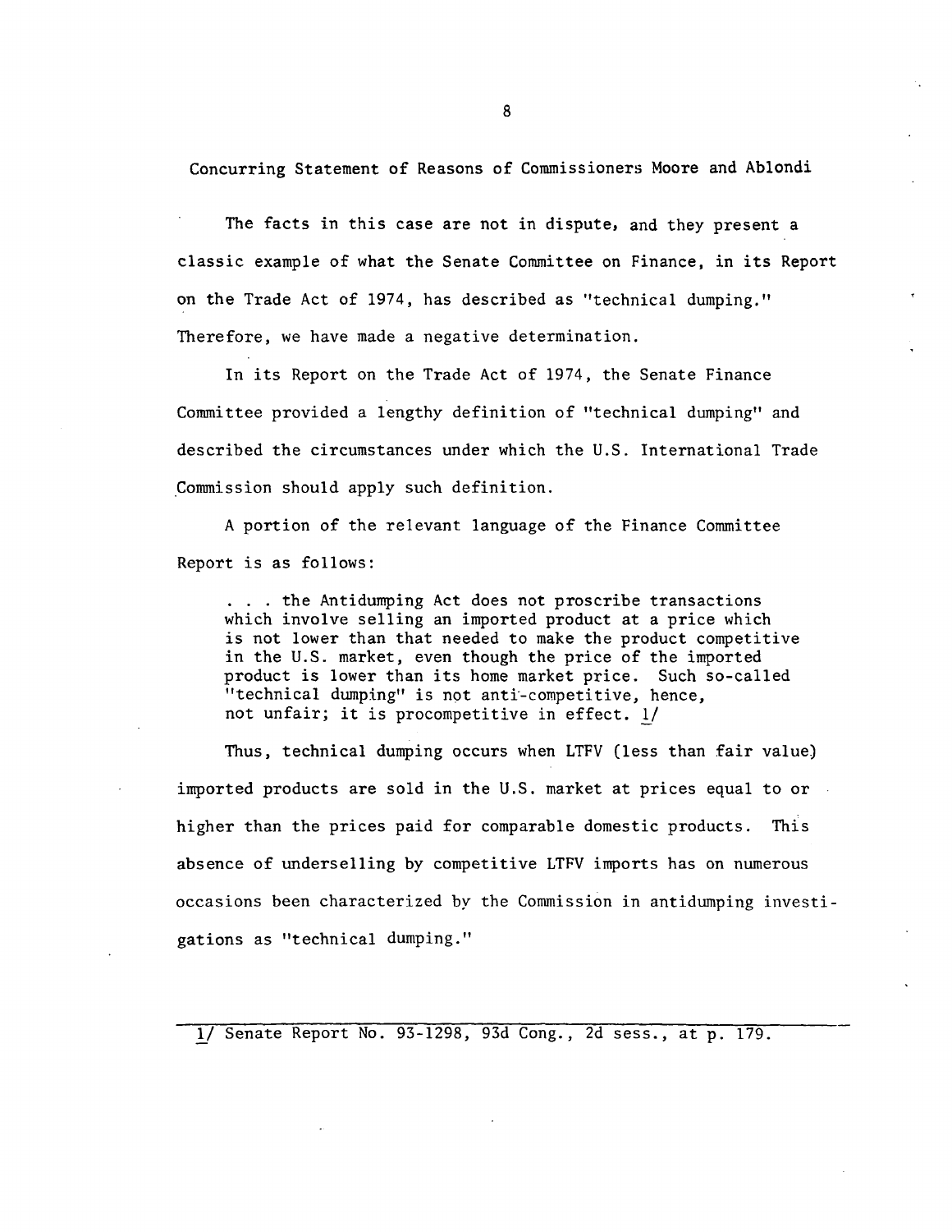## Concurring Statement of Reasons of Commissioners Moore and Ablondi

The facts in this case are not in dispute, and they present a classic example of what the Senate Committee on Finance, in its Report on the Trade Act of 1974, has described as "technical dumping." Therefore, we have made a negative determination.

In its Report on the Trade Act of 1974, the Senate Finance Committee provided a lengthy definition of "technical dumping" and described the circumstances under which the U.S. International Trade Commission should apply such definition.

A portion of the relevant language of the Finance Committee Report is as follows:

> . . . the Antidumping Act does not proscribe transactions which involve selling an imported product at a price which is not lower than that needed to make the product competitive in the U.S. market, even though the price of the imported product is lower than its home market price. Such so-called "technical dumping" is not anti-competitive, hence, not unfair; it is procompetitive in effect. 1/

Thus, technical dumping occurs when LTFV (less than fair value) imported products are sold in the U.S. market at prices equal to or higher than the prices paid for comparable domestic products. This absence of underselling by competitive LTFV imports has on numerous occasions been characterized by the Commission in antidumping investigations as "technical dumping."

---

1/ Senate Report No. 93-1298, 93d Cong., 2d sess., at p. 179.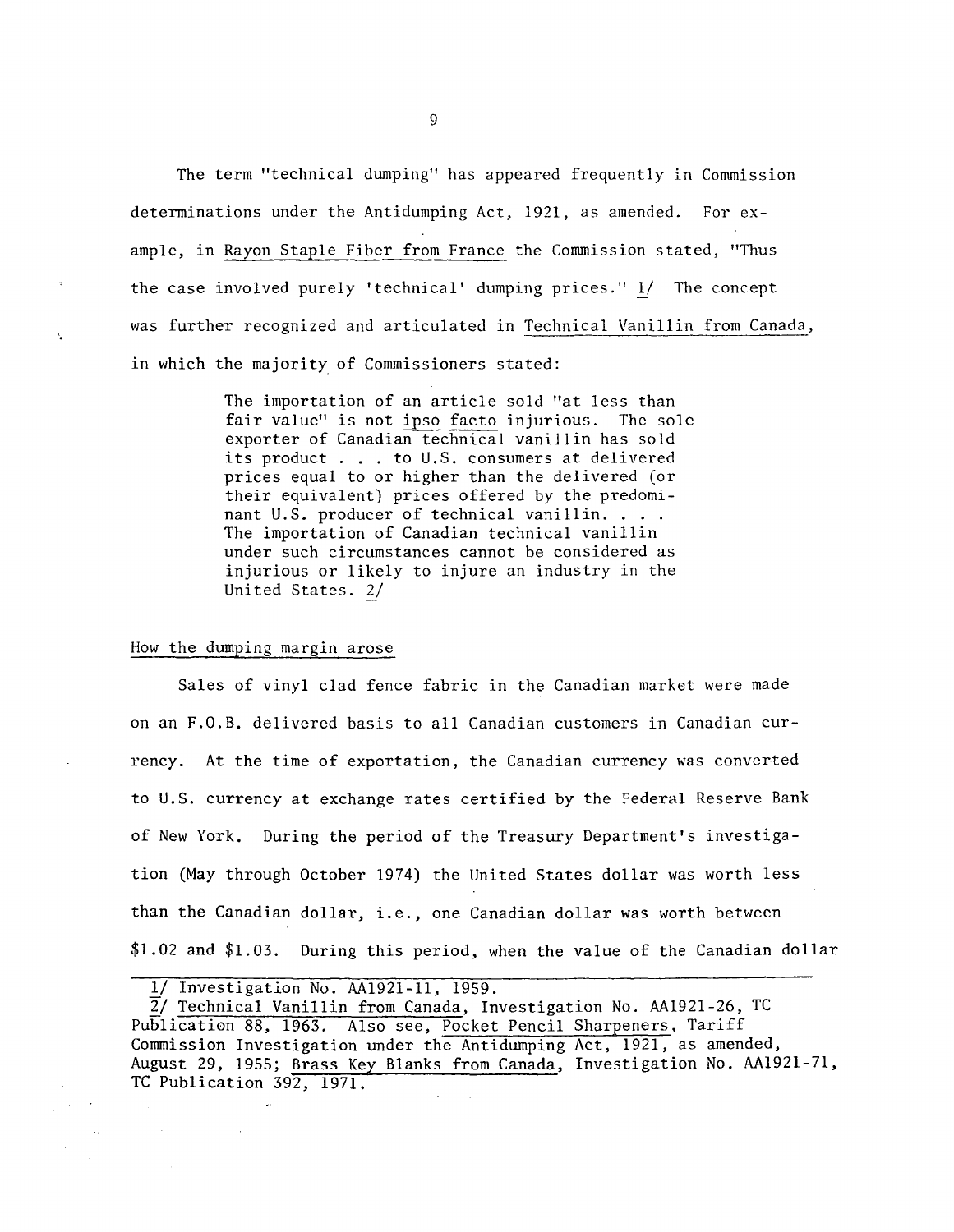The term "technical dumping" has appeared frequently in Commission determinations under the Antidumping Act, 1921, as amended. For example, in Rayon Staple Fiber from France the Commission stated, "Thus the case involved purely 'technical' dumping prices." [1] The concept was further recognized and articulated in Technical Vanillin from Canada, in which the majority of Commissioners stated:

> The importation of an article sold "at less than fair value" is not *ipso facto* injurious. The sole exporter of Canadian technical vanillin has sold its product . . . to U.S. consumers at delivered prices equal to or higher than the delivered (or their equivalent) prices offered by the predominant U.S. producer of technical vanillin. . . . The importation of Canadian technical vanillin under such circumstances cannot be considered as injurious or likely to injure an industry in the United States. [2]

How the dumping margin arose

Sales of vinyl clad fence fabric in the Canadian market were made on an F.O.B. delivered basis to all Canadian customers in Canadian currency. At the time of exportation, the Canadian currency was converted to U.S. currency at exchange rates certified by the Federal Reserve Bank of New York. During the period of the Treasury Department's investigation (May through October 1974) the United States dollar was worth less than the Canadian dollar, i.e., one Canadian dollar was worth between $1.02 and $1.03. During this period, when the value of the Canadian dollar

---

1/ Investigation No. AA1921-11, 1959.

2/ Technical Vanillin from Canada, Investigation No. AA1921-26, TC Publication 88, 1963. Also see, Pocket Pencil Sharpeners, Tariff Commission Investigation under the Antidumping Act, 1921, as amended, August 29, 1955; Brass Key Blanks from Canada, Investigation No. AA1921-71, TC Publication 392, 1971.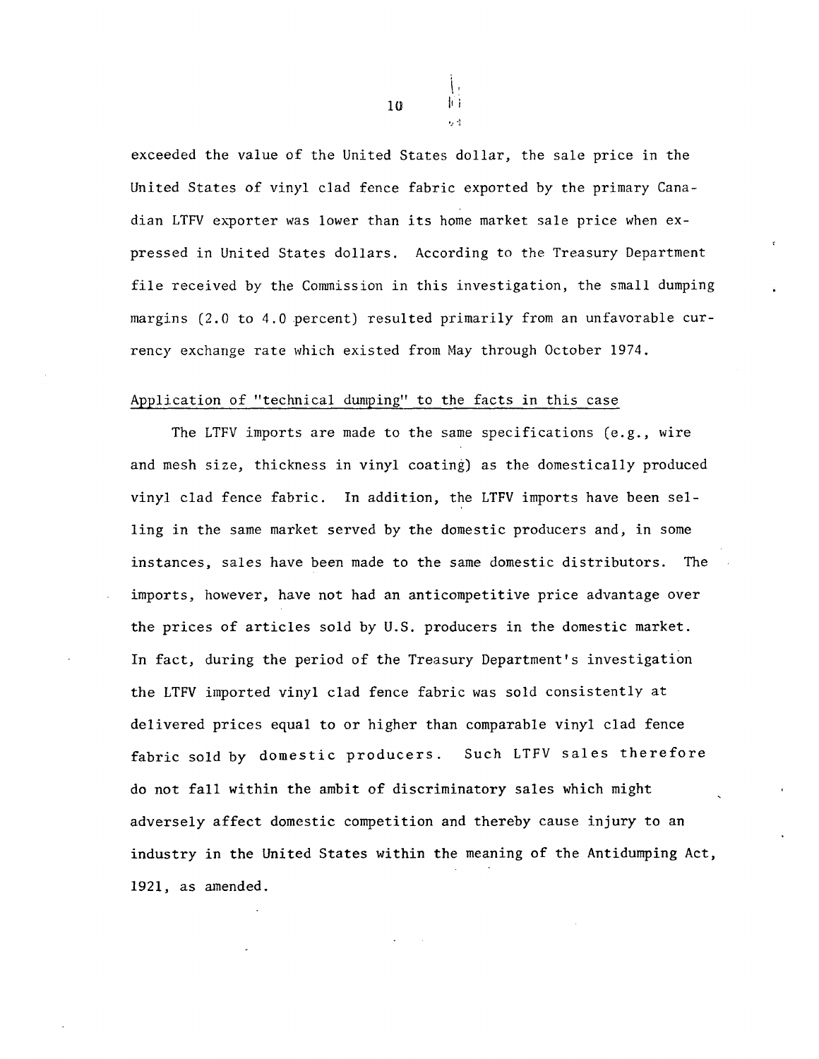exceeded the value of the United States dollar, the sale price in the United States of vinyl clad fence fabric exported by the primary Canadian LTFV exporter was lower than its home market sale price when expressed in United States dollars. According to the Treasury Department file received by the Commission in this investigation, the small dumping margins (2.0 to 4.0 percent) resulted primarily from an unfavorable currency exchange rate which existed from May through October 1974.

Application of "technical dumping" to the facts in this case

The LTFV imports are made to the same specifications (e.g., wire and mesh size, thickness in vinyl coating) as the domestically produced vinyl clad fence fabric. In addition, the LTFV imports have been selling in the same market served by the domestic producers and, in some instances, sales have been made to the same domestic distributors. The imports, however, have not had an anticompetitive price advantage over the prices of articles sold by U.S. producers in the domestic market. In fact, during the period of the Treasury Department's investigation the LTFV imported vinyl clad fence fabric was sold consistently at delivered prices equal to or higher than comparable vinyl clad fence fabric sold by domestic producers. Such LTFV sales therefore do not fall within the ambit of discriminatory sales which might adversely affect domestic competition and thereby cause injury to an industry in the United States within the meaning of the Antidumping Act, 1921, as amended.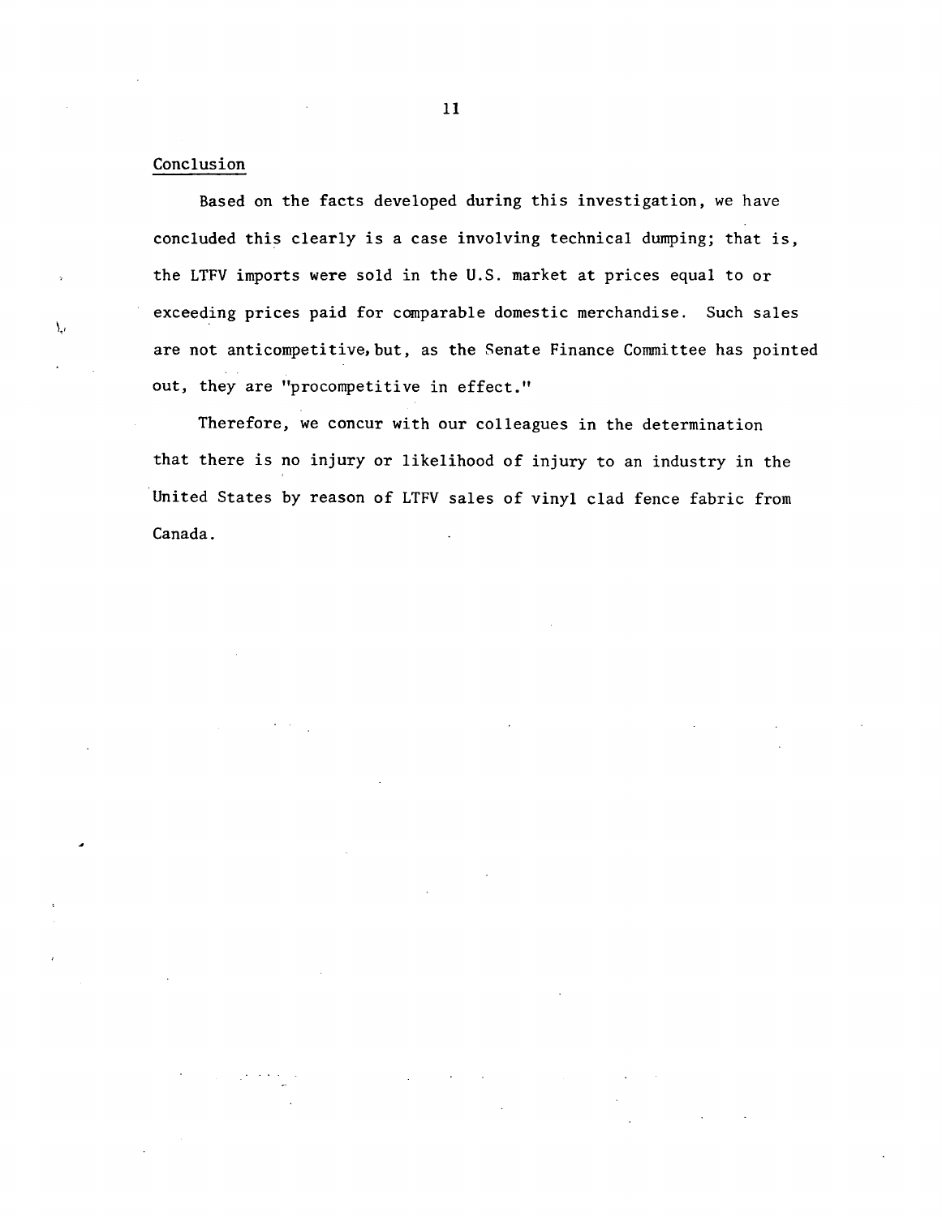Conclusion

Based on the facts developed during this investigation, we have concluded this clearly is a case involving technical dumping; that is, the LTFV imports were sold in the U.S. market at prices equal to or exceeding prices paid for comparable domestic merchandise. Such sales are not anticompetitive, but, as the Senate Finance Committee has pointed out, they are "procompetitive in effect."

Therefore, we concur with our colleagues in the determination that there is no injury or likelihood of injury to an industry in the United States by reason of LTFV sales of vinyl clad fence fabric from Canada.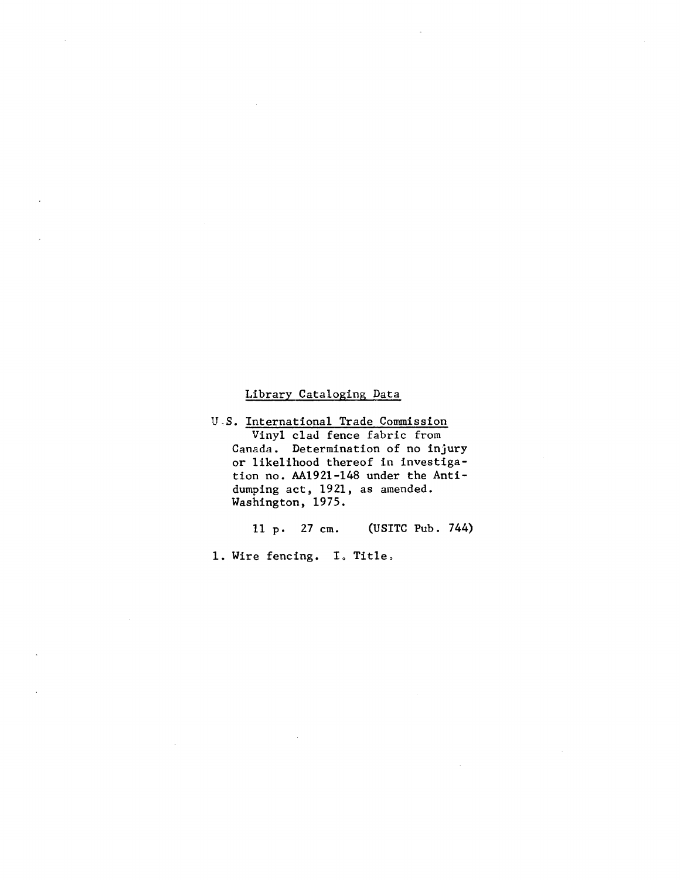Library Cataloging Data

U.S. International Trade Commission
Vinyl clad fence fabric from Canada. Determination of no injury or likelihood thereof in investigation no. AA1921-148 under the Antidumping act, 1921, as amended. Washington, 1975.

11 p. 27 cm. (USITC Pub. 744)

1. Wire fencing. I. Title.